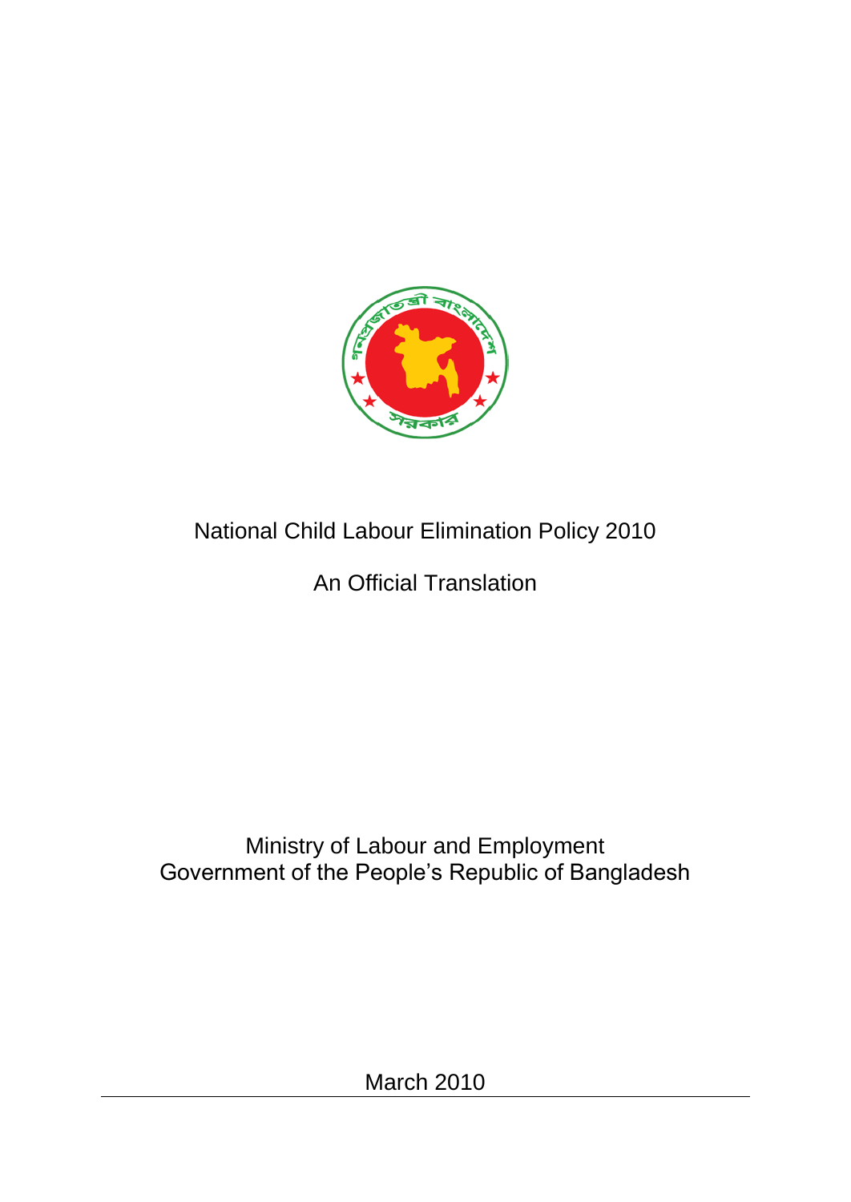# National Child Labour Elimination Policy 2010

An Official Translation

Ministry of Labour and Employment
Government of the People's Republic of Bangladesh

March 2010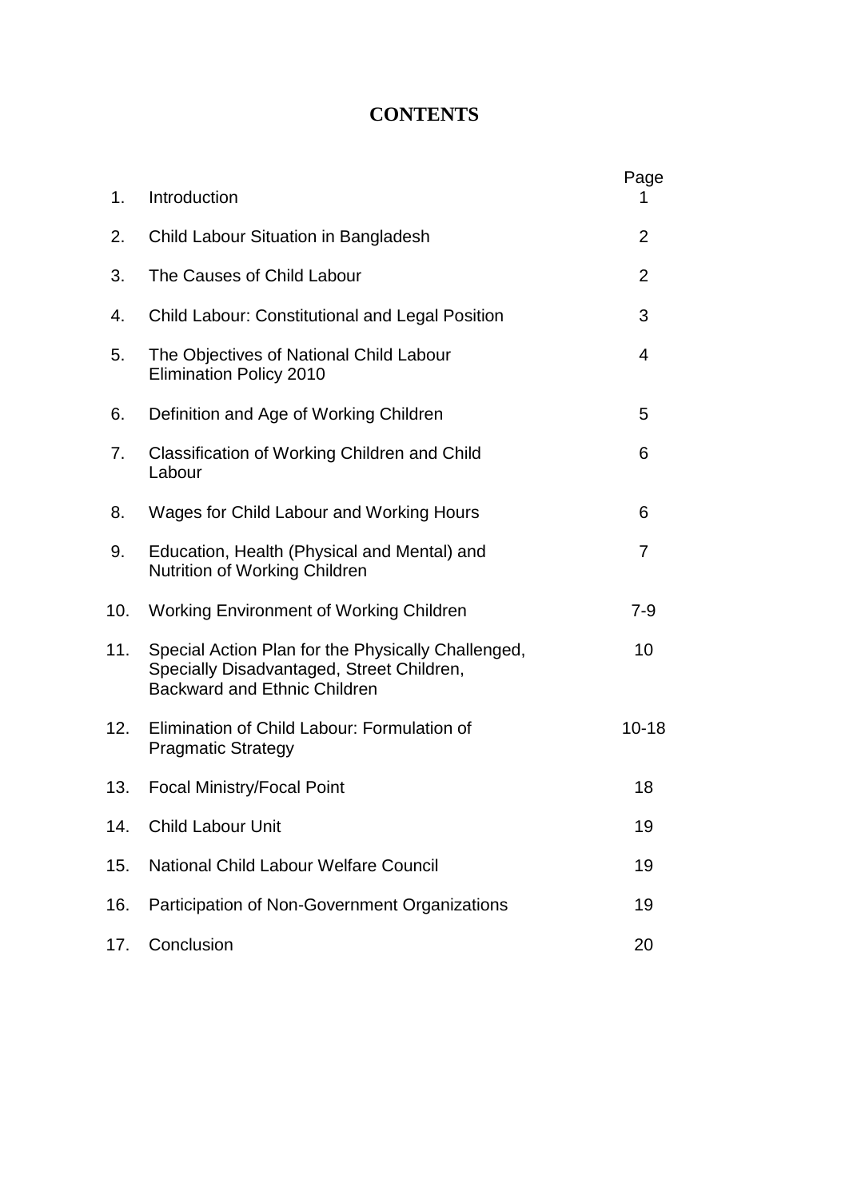# CONTENTS

| | | Page |
|---|---|---|
| 1. | Introduction | 1 |
| 2. | Child Labour Situation in Bangladesh | 2 |
| 3. | The Causes of Child Labour | 2 |
| 4. | Child Labour: Constitutional and Legal Position | 3 |
| 5. | The Objectives of National Child Labour Elimination Policy 2010 | 4 |
| 6. | Definition and Age of Working Children | 5 |
| 7. | Classification of Working Children and Child Labour | 6 |
| 8. | Wages for Child Labour and Working Hours | 6 |
| 9. | Education, Health (Physical and Mental) and Nutrition of Working Children | 7 |
| 10. | Working Environment of Working Children | 7-9 |
| 11. | Special Action Plan for the Physically Challenged, Specially Disadvantaged, Street Children, Backward and Ethnic Children | 10 |
| 12. | Elimination of Child Labour: Formulation of Pragmatic Strategy | 10-18 |
| 13. | Focal Ministry/Focal Point | 18 |
| 14. | Child Labour Unit | 19 |
| 15. | National Child Labour Welfare Council | 19 |
| 16. | Participation of Non-Government Organizations | 19 |
| 17. | Conclusion | 20 |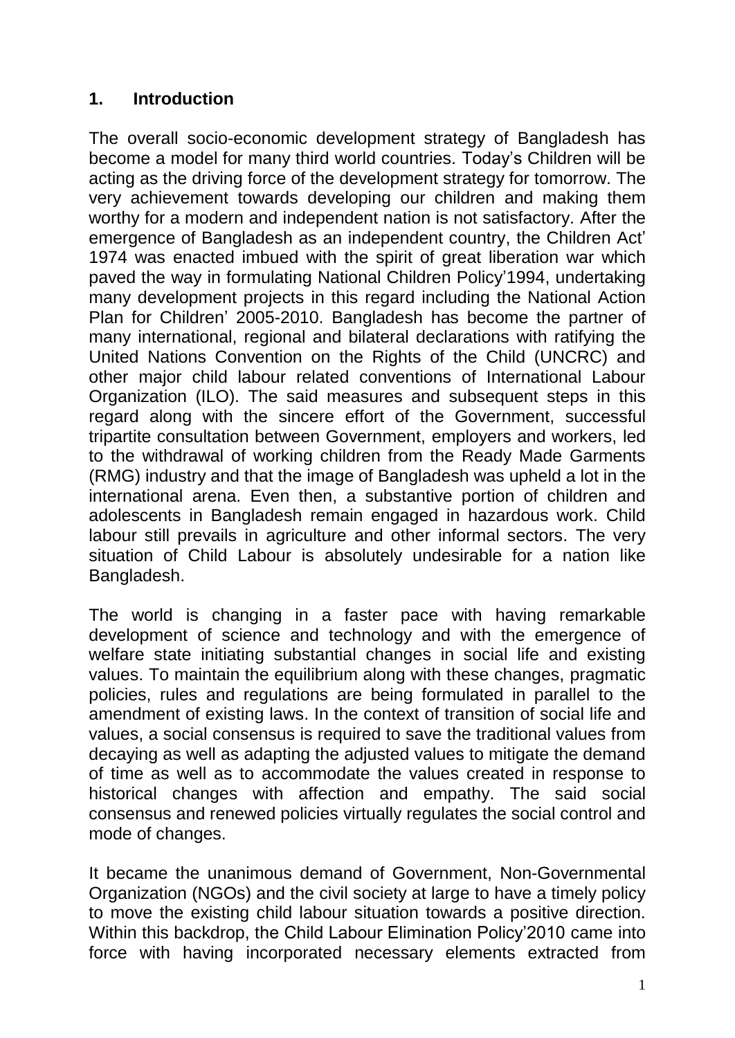## 1. Introduction

The overall socio-economic development strategy of Bangladesh has become a model for many third world countries. Today's Children will be acting as the driving force of the development strategy for tomorrow. The very achievement towards developing our children and making them worthy for a modern and independent nation is not satisfactory. After the emergence of Bangladesh as an independent country, the Children Act' 1974 was enacted imbued with the spirit of great liberation war which paved the way in formulating National Children Policy'1994, undertaking many development projects in this regard including the National Action Plan for Children' 2005-2010. Bangladesh has become the partner of many international, regional and bilateral declarations with ratifying the United Nations Convention on the Rights of the Child (UNCRC) and other major child labour related conventions of International Labour Organization (ILO). The said measures and subsequent steps in this regard along with the sincere effort of the Government, successful tripartite consultation between Government, employers and workers, led to the withdrawal of working children from the Ready Made Garments (RMG) industry and that the image of Bangladesh was upheld a lot in the international arena. Even then, a substantive portion of children and adolescents in Bangladesh remain engaged in hazardous work. Child labour still prevails in agriculture and other informal sectors. The very situation of Child Labour is absolutely undesirable for a nation like Bangladesh.

The world is changing in a faster pace with having remarkable development of science and technology and with the emergence of welfare state initiating substantial changes in social life and existing values. To maintain the equilibrium along with these changes, pragmatic policies, rules and regulations are being formulated in parallel to the amendment of existing laws. In the context of transition of social life and values, a social consensus is required to save the traditional values from decaying as well as adapting the adjusted values to mitigate the demand of time as well as to accommodate the values created in response to historical changes with affection and empathy. The said social consensus and renewed policies virtually regulates the social control and mode of changes.

It became the unanimous demand of Government, Non-Governmental Organization (NGOs) and the civil society at large to have a timely policy to move the existing child labour situation towards a positive direction. Within this backdrop, the Child Labour Elimination Policy'2010 came into force with having incorporated necessary elements extracted from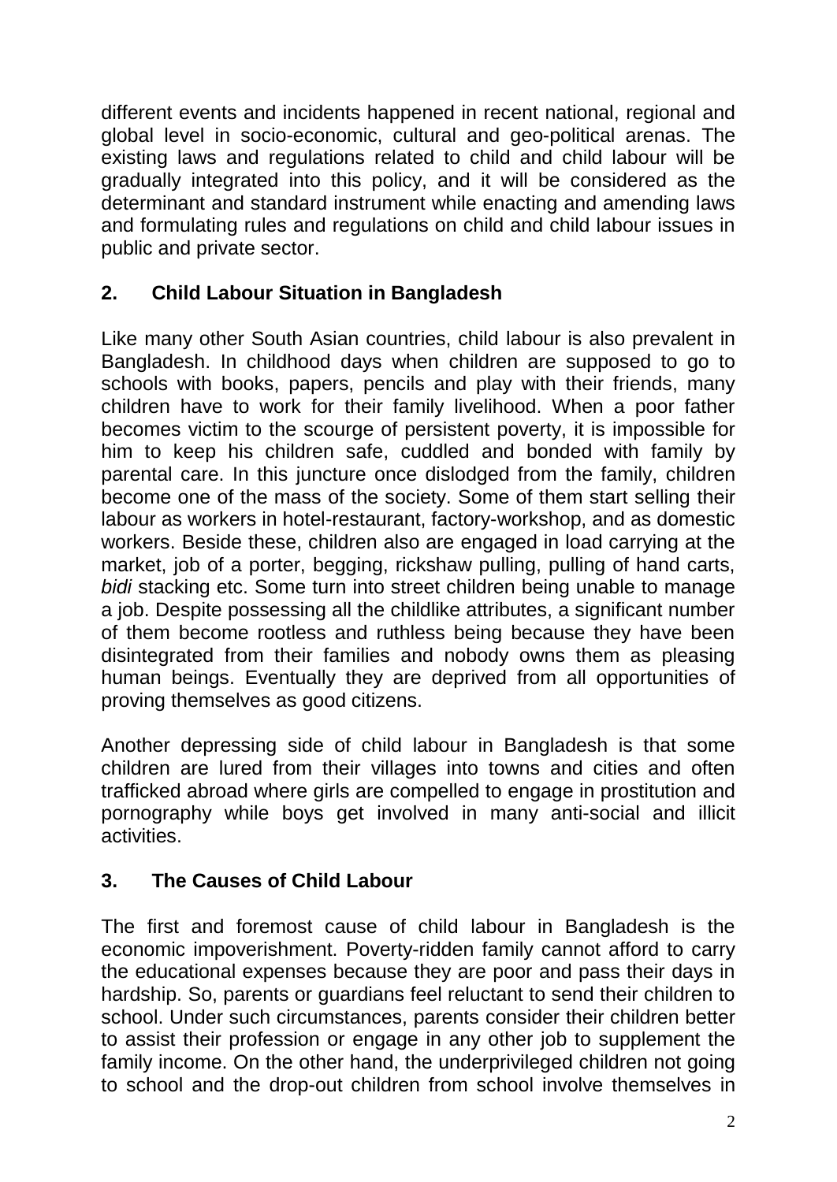different events and incidents happened in recent national, regional and global level in socio-economic, cultural and geo-political arenas. The existing laws and regulations related to child and child labour will be gradually integrated into this policy, and it will be considered as the determinant and standard instrument while enacting and amending laws and formulating rules and regulations on child and child labour issues in public and private sector.

## 2. Child Labour Situation in Bangladesh

Like many other South Asian countries, child labour is also prevalent in Bangladesh. In childhood days when children are supposed to go to schools with books, papers, pencils and play with their friends, many children have to work for their family livelihood. When a poor father becomes victim to the scourge of persistent poverty, it is impossible for him to keep his children safe, cuddled and bonded with family by parental care. In this juncture once dislodged from the family, children become one of the mass of the society. Some of them start selling their labour as workers in hotel-restaurant, factory-workshop, and as domestic workers. Beside these, children also are engaged in load carrying at the market, job of a porter, begging, rickshaw pulling, pulling of hand carts, *bidi* stacking etc. Some turn into street children being unable to manage a job. Despite possessing all the childlike attributes, a significant number of them become rootless and ruthless being because they have been disintegrated from their families and nobody owns them as pleasing human beings. Eventually they are deprived from all opportunities of proving themselves as good citizens.

Another depressing side of child labour in Bangladesh is that some children are lured from their villages into towns and cities and often trafficked abroad where girls are compelled to engage in prostitution and pornography while boys get involved in many anti-social and illicit activities.

## 3. The Causes of Child Labour

The first and foremost cause of child labour in Bangladesh is the economic impoverishment. Poverty-ridden family cannot afford to carry the educational expenses because they are poor and pass their days in hardship. So, parents or guardians feel reluctant to send their children to school. Under such circumstances, parents consider their children better to assist their profession or engage in any other job to supplement the family income. On the other hand, the underprivileged children not going to school and the drop-out children from school involve themselves in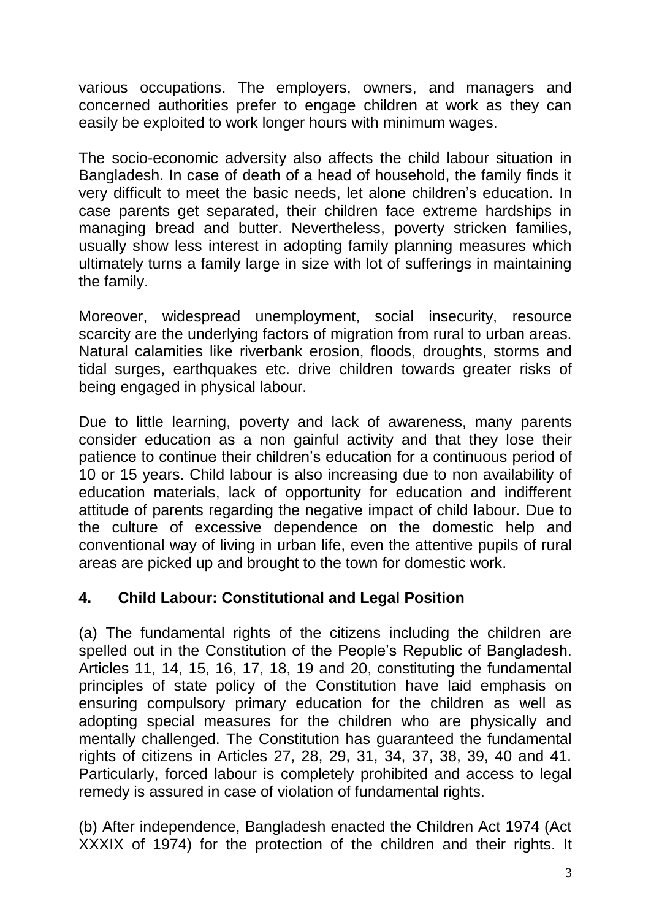various occupations. The employers, owners, and managers and concerned authorities prefer to engage children at work as they can easily be exploited to work longer hours with minimum wages.

The socio-economic adversity also affects the child labour situation in Bangladesh. In case of death of a head of household, the family finds it very difficult to meet the basic needs, let alone children's education. In case parents get separated, their children face extreme hardships in managing bread and butter. Nevertheless, poverty stricken families, usually show less interest in adopting family planning measures which ultimately turns a family large in size with lot of sufferings in maintaining the family.

Moreover, widespread unemployment, social insecurity, resource scarcity are the underlying factors of migration from rural to urban areas. Natural calamities like riverbank erosion, floods, droughts, storms and tidal surges, earthquakes etc. drive children towards greater risks of being engaged in physical labour.

Due to little learning, poverty and lack of awareness, many parents consider education as a non gainful activity and that they lose their patience to continue their children's education for a continuous period of 10 or 15 years. Child labour is also increasing due to non availability of education materials, lack of opportunity for education and indifferent attitude of parents regarding the negative impact of child labour. Due to the culture of excessive dependence on the domestic help and conventional way of living in urban life, even the attentive pupils of rural areas are picked up and brought to the town for domestic work.

## 4. Child Labour: Constitutional and Legal Position

(a) The fundamental rights of the citizens including the children are spelled out in the Constitution of the People's Republic of Bangladesh. Articles 11, 14, 15, 16, 17, 18, 19 and 20, constituting the fundamental principles of state policy of the Constitution have laid emphasis on ensuring compulsory primary education for the children as well as adopting special measures for the children who are physically and mentally challenged. The Constitution has guaranteed the fundamental rights of citizens in Articles 27, 28, 29, 31, 34, 37, 38, 39, 40 and 41. Particularly, forced labour is completely prohibited and access to legal remedy is assured in case of violation of fundamental rights.

(b) After independence, Bangladesh enacted the Children Act 1974 (Act XXXIX of 1974) for the protection of the children and their rights. It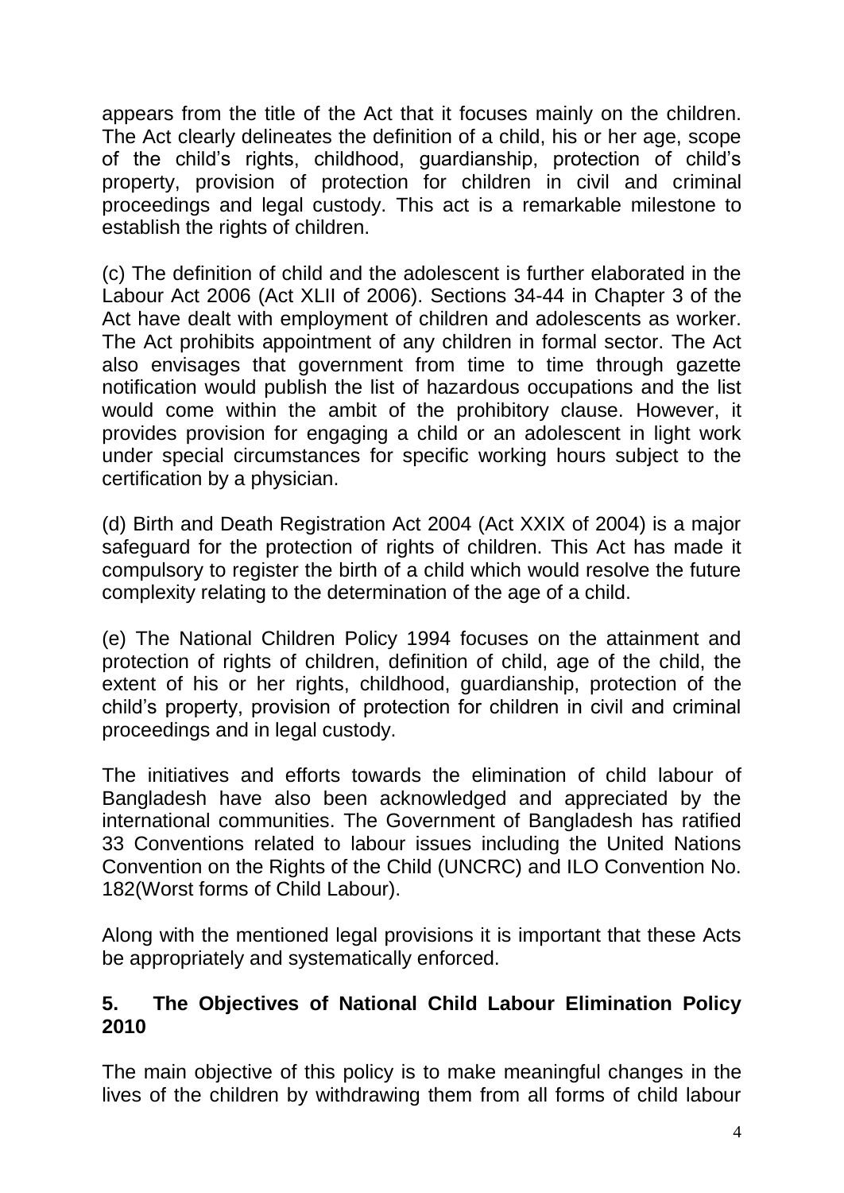appears from the title of the Act that it focuses mainly on the children. The Act clearly delineates the definition of a child, his or her age, scope of the child's rights, childhood, guardianship, protection of child's property, provision of protection for children in civil and criminal proceedings and legal custody. This act is a remarkable milestone to establish the rights of children.

(c) The definition of child and the adolescent is further elaborated in the Labour Act 2006 (Act XLII of 2006). Sections 34-44 in Chapter 3 of the Act have dealt with employment of children and adolescents as worker. The Act prohibits appointment of any children in formal sector. The Act also envisages that government from time to time through gazette notification would publish the list of hazardous occupations and the list would come within the ambit of the prohibitory clause. However, it provides provision for engaging a child or an adolescent in light work under special circumstances for specific working hours subject to the certification by a physician.

(d) Birth and Death Registration Act 2004 (Act XXIX of 2004) is a major safeguard for the protection of rights of children. This Act has made it compulsory to register the birth of a child which would resolve the future complexity relating to the determination of the age of a child.

(e) The National Children Policy 1994 focuses on the attainment and protection of rights of children, definition of child, age of the child, the extent of his or her rights, childhood, guardianship, protection of the child's property, provision of protection for children in civil and criminal proceedings and in legal custody.

The initiatives and efforts towards the elimination of child labour of Bangladesh have also been acknowledged and appreciated by the international communities. The Government of Bangladesh has ratified 33 Conventions related to labour issues including the United Nations Convention on the Rights of the Child (UNCRC) and ILO Convention No. 182(Worst forms of Child Labour).

Along with the mentioned legal provisions it is important that these Acts be appropriately and systematically enforced.

## 5. The Objectives of National Child Labour Elimination Policy 2010

The main objective of this policy is to make meaningful changes in the lives of the children by withdrawing them from all forms of child labour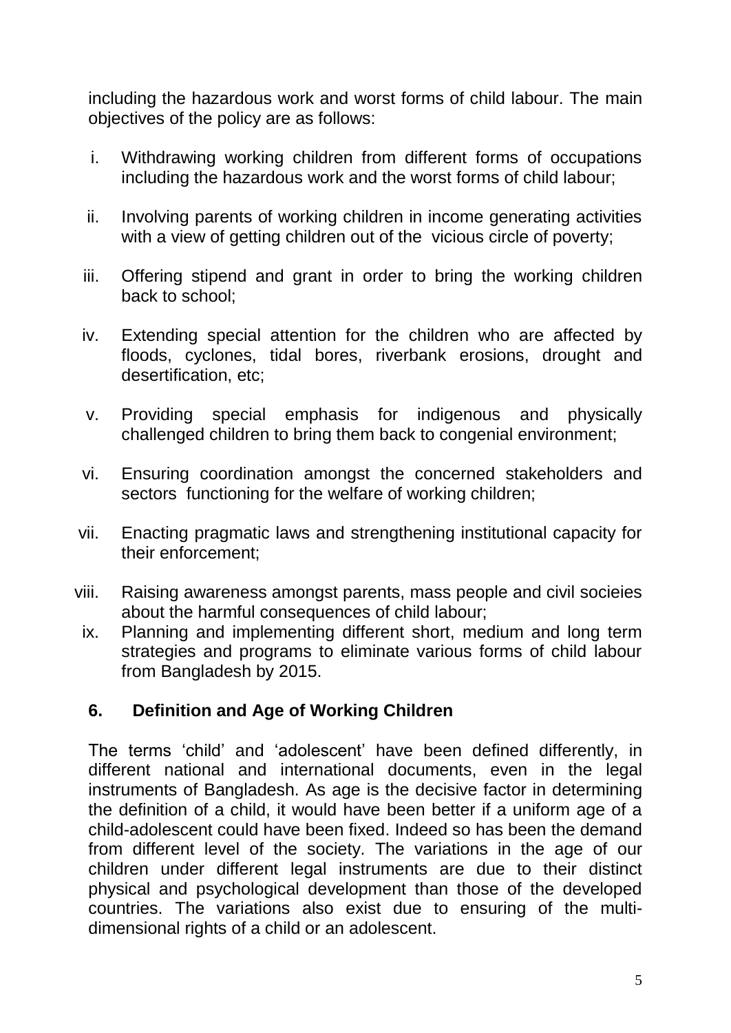including the hazardous work and worst forms of child labour. The main objectives of the policy are as follows:

i. Withdrawing working children from different forms of occupations including the hazardous work and the worst forms of child labour;

ii. Involving parents of working children in income generating activities with a view of getting children out of the vicious circle of poverty;

iii. Offering stipend and grant in order to bring the working children back to school;

iv. Extending special attention for the children who are affected by floods, cyclones, tidal bores, riverbank erosions, drought and desertification, etc;

v. Providing special emphasis for indigenous and physically challenged children to bring them back to congenial environment;

vi. Ensuring coordination amongst the concerned stakeholders and sectors functioning for the welfare of working children;

vii. Enacting pragmatic laws and strengthening institutional capacity for their enforcement;

viii. Raising awareness amongst parents, mass people and civil socieies about the harmful consequences of child labour;

ix. Planning and implementing different short, medium and long term strategies and programs to eliminate various forms of child labour from Bangladesh by 2015.

## 6. Definition and Age of Working Children

The terms 'child' and 'adolescent' have been defined differently, in different national and international documents, even in the legal instruments of Bangladesh. As age is the decisive factor in determining the definition of a child, it would have been better if a uniform age of a child-adolescent could have been fixed. Indeed so has been the demand from different level of the society. The variations in the age of our children under different legal instruments are due to their distinct physical and psychological development than those of the developed countries. The variations also exist due to ensuring of the multi-dimensional rights of a child or an adolescent.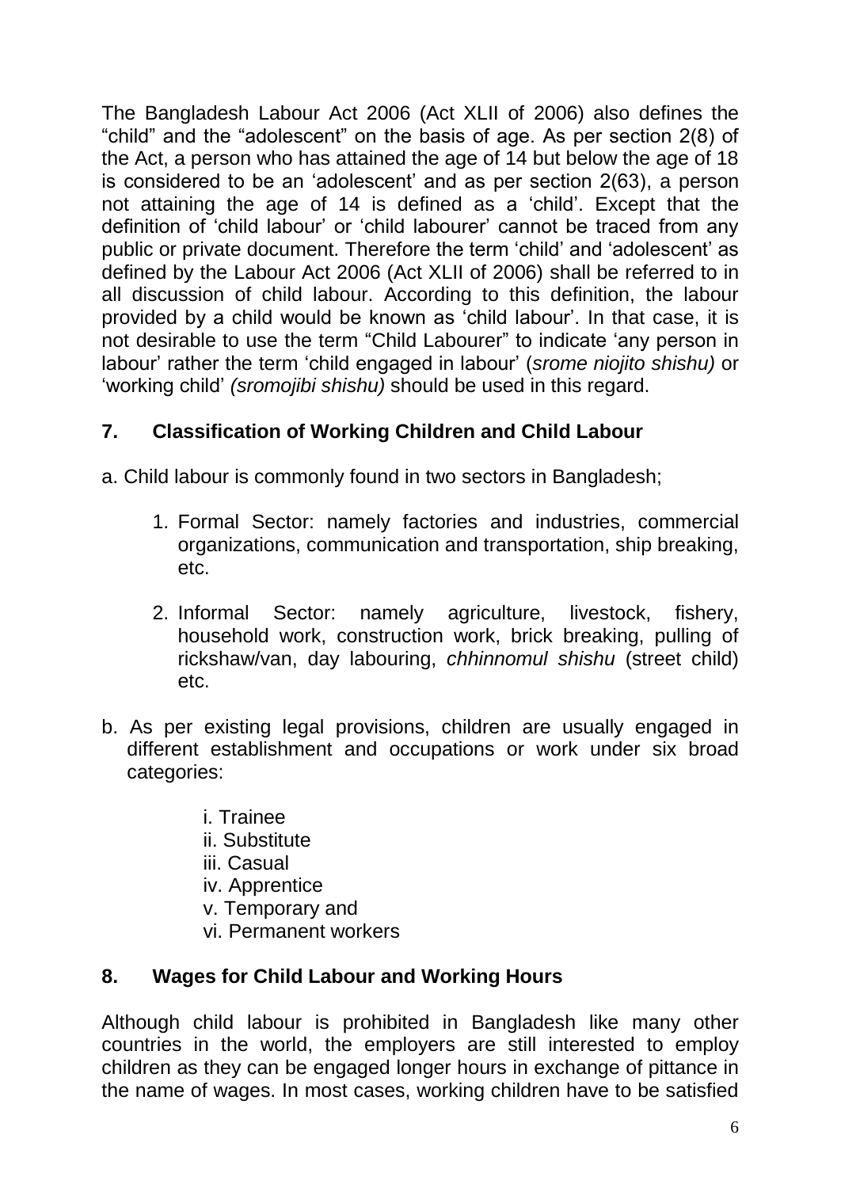The Bangladesh Labour Act 2006 (Act XLII of 2006) also defines the "child" and the "adolescent" on the basis of age. As per section 2(8) of the Act, a person who has attained the age of 14 but below the age of 18 is considered to be an 'adolescent' and as per section 2(63), a person not attaining the age of 14 is defined as a 'child'. Except that the definition of 'child labour' or 'child labourer' cannot be traced from any public or private document. Therefore the term 'child' and 'adolescent' as defined by the Labour Act 2006 (Act XLII of 2006) shall be referred to in all discussion of child labour. According to this definition, the labour provided by a child would be known as 'child labour'. In that case, it is not desirable to use the term "Child Labourer" to indicate 'any person in labour' rather the term 'child engaged in labour' (*srome niojito shishu)* or 'working child' *(sromojibi shishu)* should be used in this regard.

## 7. Classification of Working Children and Child Labour

a. Child labour is commonly found in two sectors in Bangladesh;

1. Formal Sector: namely factories and industries, commercial organizations, communication and transportation, ship breaking, etc.
2. Informal Sector: namely agriculture, livestock, fishery, household work, construction work, brick breaking, pulling of rickshaw/van, day labouring, *chhinnomul shishu* (street child) etc.

b. As per existing legal provisions, children are usually engaged in different establishment and occupations or work under six broad categories:

i. Trainee
ii. Substitute
iii. Casual
iv. Apprentice
v. Temporary and
vi. Permanent workers

## 8. Wages for Child Labour and Working Hours

Although child labour is prohibited in Bangladesh like many other countries in the world, the employers are still interested to employ children as they can be engaged longer hours in exchange of pittance in the name of wages. In most cases, working children have to be satisfied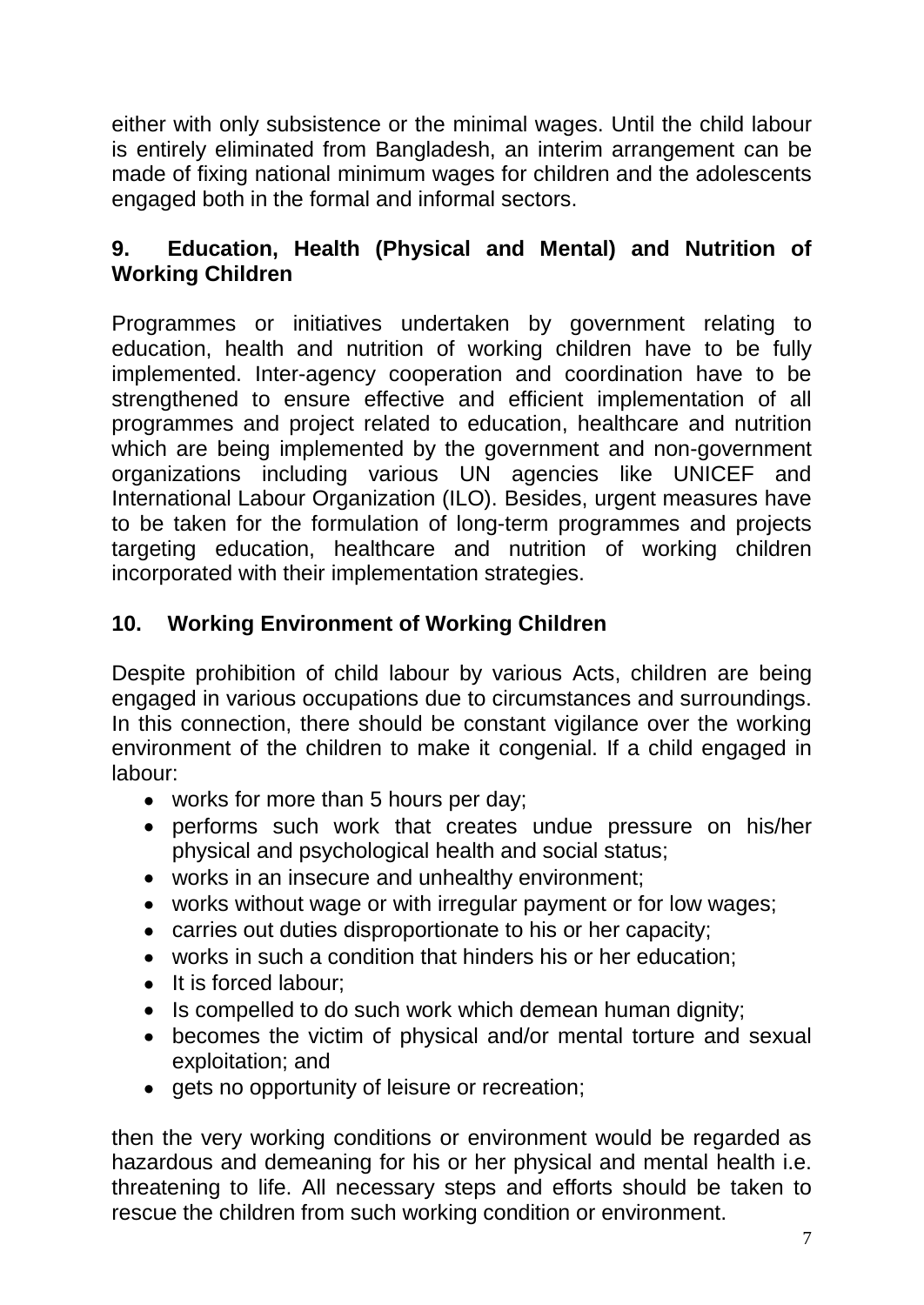either with only subsistence or the minimal wages. Until the child labour is entirely eliminated from Bangladesh, an interim arrangement can be made of fixing national minimum wages for children and the adolescents engaged both in the formal and informal sectors.

## 9. Education, Health (Physical and Mental) and Nutrition of Working Children

Programmes or initiatives undertaken by government relating to education, health and nutrition of working children have to be fully implemented. Inter-agency cooperation and coordination have to be strengthened to ensure effective and efficient implementation of all programmes and project related to education, healthcare and nutrition which are being implemented by the government and non-government organizations including various UN agencies like UNICEF and International Labour Organization (ILO). Besides, urgent measures have to be taken for the formulation of long-term programmes and projects targeting education, healthcare and nutrition of working children incorporated with their implementation strategies.

## 10. Working Environment of Working Children

Despite prohibition of child labour by various Acts, children are being engaged in various occupations due to circumstances and surroundings. In this connection, there should be constant vigilance over the working environment of the children to make it congenial. If a child engaged in labour:

- works for more than 5 hours per day;
- performs such work that creates undue pressure on his/her physical and psychological health and social status;
- works in an insecure and unhealthy environment;
- works without wage or with irregular payment or for low wages;
- carries out duties disproportionate to his or her capacity;
- works in such a condition that hinders his or her education;
- It is forced labour;
- Is compelled to do such work which demean human dignity;
- becomes the victim of physical and/or mental torture and sexual exploitation; and
- gets no opportunity of leisure or recreation;

then the very working conditions or environment would be regarded as hazardous and demeaning for his or her physical and mental health i.e. threatening to life. All necessary steps and efforts should be taken to rescue the children from such working condition or environment.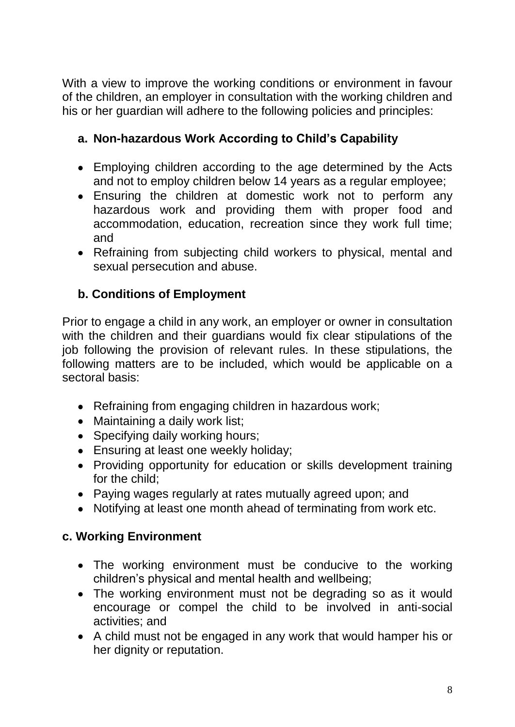With a view to improve the working conditions or environment in favour of the children, an employer in consultation with the working children and his or her guardian will adhere to the following policies and principles:

### a. Non-hazardous Work According to Child's Capability

- Employing children according to the age determined by the Acts and not to employ children below 14 years as a regular employee;
- Ensuring the children at domestic work not to perform any hazardous work and providing them with proper food and accommodation, education, recreation since they work full time; and
- Refraining from subjecting child workers to physical, mental and sexual persecution and abuse.

### b. Conditions of Employment

Prior to engage a child in any work, an employer or owner in consultation with the children and their guardians would fix clear stipulations of the job following the provision of relevant rules. In these stipulations, the following matters are to be included, which would be applicable on a sectoral basis:

- Refraining from engaging children in hazardous work;
- Maintaining a daily work list;
- Specifying daily working hours;
- Ensuring at least one weekly holiday;
- Providing opportunity for education or skills development training for the child;
- Paying wages regularly at rates mutually agreed upon; and
- Notifying at least one month ahead of terminating from work etc.

### c. Working Environment

- The working environment must be conducive to the working children's physical and mental health and wellbeing;
- The working environment must not be degrading so as it would encourage or compel the child to be involved in anti-social activities; and
- A child must not be engaged in any work that would hamper his or her dignity or reputation.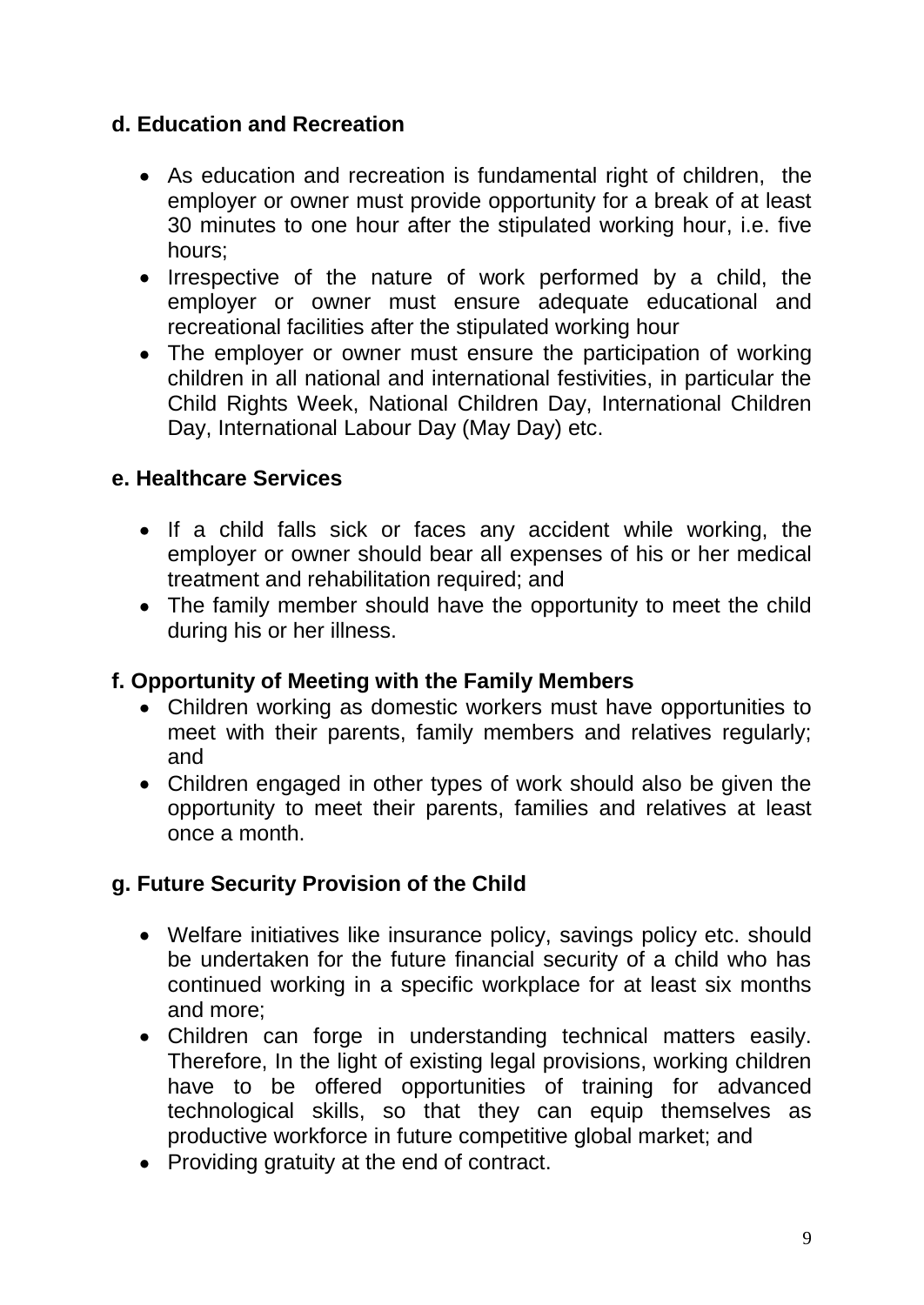### d. Education and Recreation

- As education and recreation is fundamental right of children, the employer or owner must provide opportunity for a break of at least 30 minutes to one hour after the stipulated working hour, i.e. five hours;
- Irrespective of the nature of work performed by a child, the employer or owner must ensure adequate educational and recreational facilities after the stipulated working hour
- The employer or owner must ensure the participation of working children in all national and international festivities, in particular the Child Rights Week, National Children Day, International Children Day, International Labour Day (May Day) etc.

### e. Healthcare Services

- If a child falls sick or faces any accident while working, the employer or owner should bear all expenses of his or her medical treatment and rehabilitation required; and
- The family member should have the opportunity to meet the child during his or her illness.

### f. Opportunity of Meeting with the Family Members

- Children working as domestic workers must have opportunities to meet with their parents, family members and relatives regularly; and
- Children engaged in other types of work should also be given the opportunity to meet their parents, families and relatives at least once a month.

### g. Future Security Provision of the Child

- Welfare initiatives like insurance policy, savings policy etc. should be undertaken for the future financial security of a child who has continued working in a specific workplace for at least six months and more;
- Children can forge in understanding technical matters easily. Therefore, In the light of existing legal provisions, working children have to be offered opportunities of training for advanced technological skills, so that they can equip themselves as productive workforce in future competitive global market; and
- Providing gratuity at the end of contract.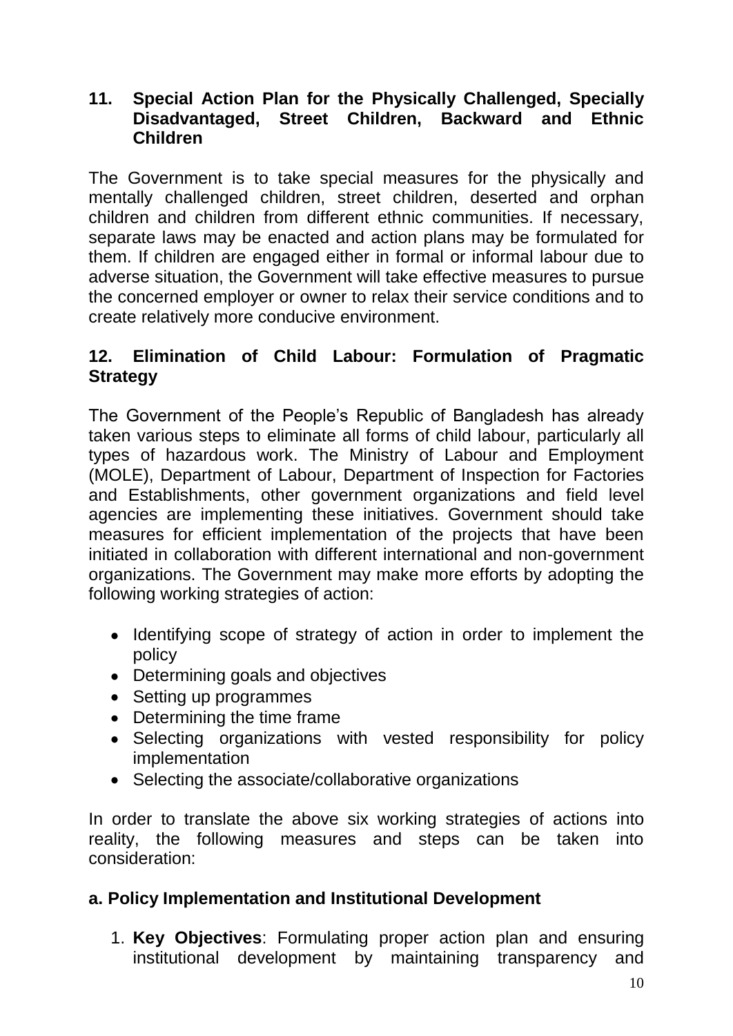## 11. Special Action Plan for the Physically Challenged, Specially Disadvantaged, Street Children, Backward and Ethnic Children

The Government is to take special measures for the physically and mentally challenged children, street children, deserted and orphan children and children from different ethnic communities. If necessary, separate laws may be enacted and action plans may be formulated for them. If children are engaged either in formal or informal labour due to adverse situation, the Government will take effective measures to pursue the concerned employer or owner to relax their service conditions and to create relatively more conducive environment.

## 12. Elimination of Child Labour: Formulation of Pragmatic Strategy

The Government of the People's Republic of Bangladesh has already taken various steps to eliminate all forms of child labour, particularly all types of hazardous work. The Ministry of Labour and Employment (MOLE), Department of Labour, Department of Inspection for Factories and Establishments, other government organizations and field level agencies are implementing these initiatives. Government should take measures for efficient implementation of the projects that have been initiated in collaboration with different international and non-government organizations. The Government may make more efforts by adopting the following working strategies of action:

- Identifying scope of strategy of action in order to implement the policy
- Determining goals and objectives
- Setting up programmes
- Determining the time frame
- Selecting organizations with vested responsibility for policy implementation
- Selecting the associate/collaborative organizations

In order to translate the above six working strategies of actions into reality, the following measures and steps can be taken into consideration:

### a. Policy Implementation and Institutional Development

1. **Key Objectives**: Formulating proper action plan and ensuring institutional development by maintaining transparency and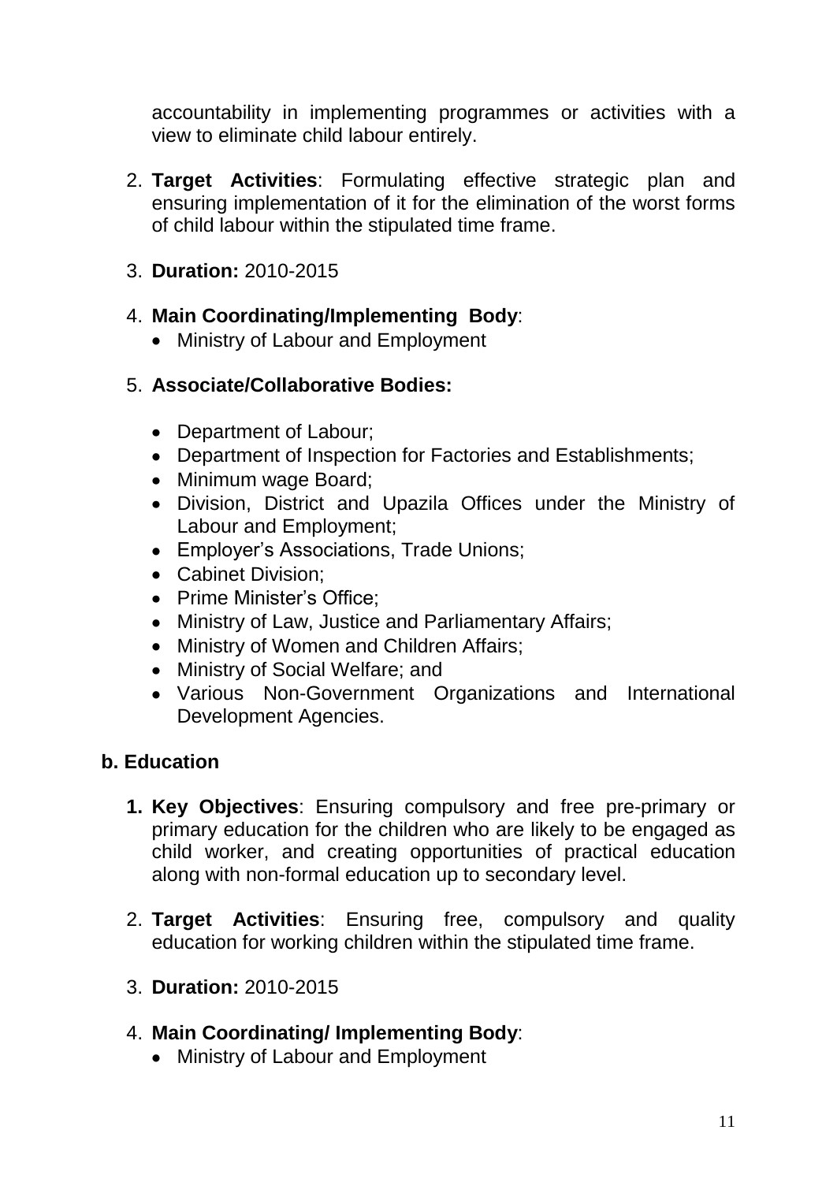accountability in implementing programmes or activities with a view to eliminate child labour entirely.

2. **Target Activities**: Formulating effective strategic plan and ensuring implementation of it for the elimination of the worst forms of child labour within the stipulated time frame.

3. **Duration:** 2010-2015

4. **Main Coordinating/Implementing Body**:
   - Ministry of Labour and Employment

5. **Associate/Collaborative Bodies:**
   - Department of Labour;
   - Department of Inspection for Factories and Establishments;
   - Minimum wage Board;
   - Division, District and Upazila Offices under the Ministry of Labour and Employment;
   - Employer's Associations, Trade Unions;
   - Cabinet Division;
   - Prime Minister's Office;
   - Ministry of Law, Justice and Parliamentary Affairs;
   - Ministry of Women and Children Affairs;
   - Ministry of Social Welfare; and
   - Various Non-Government Organizations and International Development Agencies.

### b. Education

1. **Key Objectives**: Ensuring compulsory and free pre-primary or primary education for the children who are likely to be engaged as child worker, and creating opportunities of practical education along with non-formal education up to secondary level.

2. **Target Activities**: Ensuring free, compulsory and quality education for working children within the stipulated time frame.

3. **Duration:** 2010-2015

4. **Main Coordinating/ Implementing Body**:
   - Ministry of Labour and Employment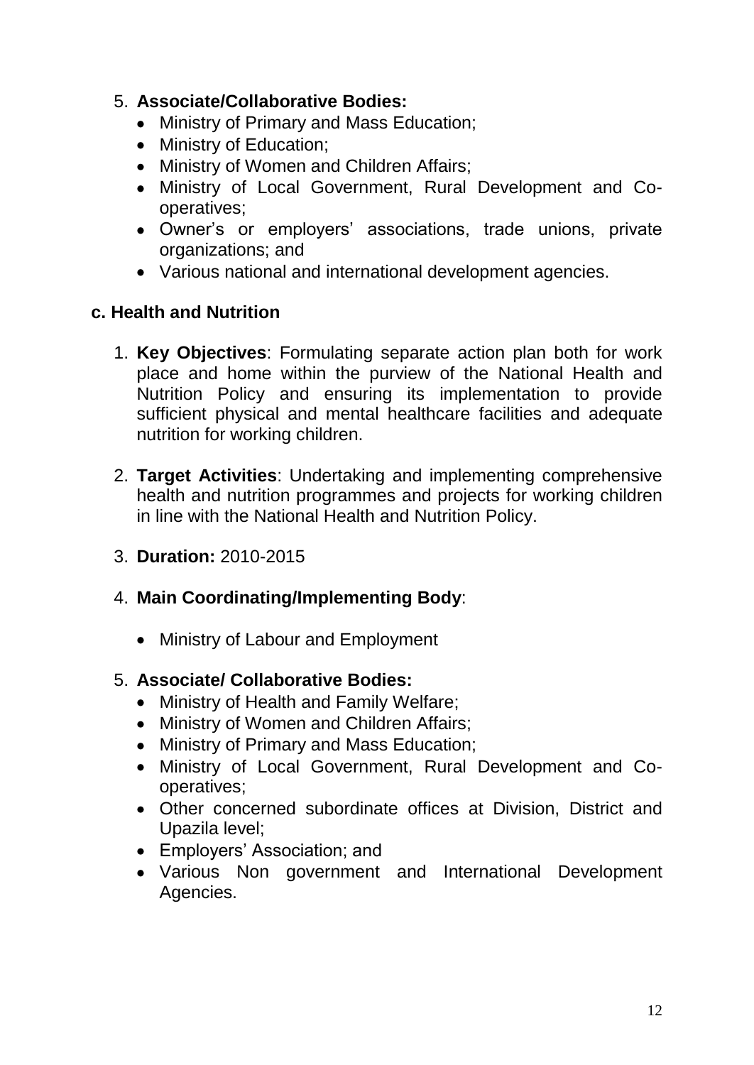5. **Associate/Collaborative Bodies:**
    - Ministry of Primary and Mass Education;
    - Ministry of Education;
    - Ministry of Women and Children Affairs;
    - Ministry of Local Government, Rural Development and Co-operatives;
    - Owner's or employers' associations, trade unions, private organizations; and
    - Various national and international development agencies.

### c. Health and Nutrition

1. **Key Objectives**: Formulating separate action plan both for work place and home within the purview of the National Health and Nutrition Policy and ensuring its implementation to provide sufficient physical and mental healthcare facilities and adequate nutrition for working children.

2. **Target Activities**: Undertaking and implementing comprehensive health and nutrition programmes and projects for working children in line with the National Health and Nutrition Policy.

3. **Duration:** 2010-2015

4. **Main Coordinating/Implementing Body**:

    - Ministry of Labour and Employment

5. **Associate/ Collaborative Bodies:**
    - Ministry of Health and Family Welfare;
    - Ministry of Women and Children Affairs;
    - Ministry of Primary and Mass Education;
    - Ministry of Local Government, Rural Development and Co-operatives;
    - Other concerned subordinate offices at Division, District and Upazila level;
    - Employers' Association; and
    - Various Non government and International Development Agencies.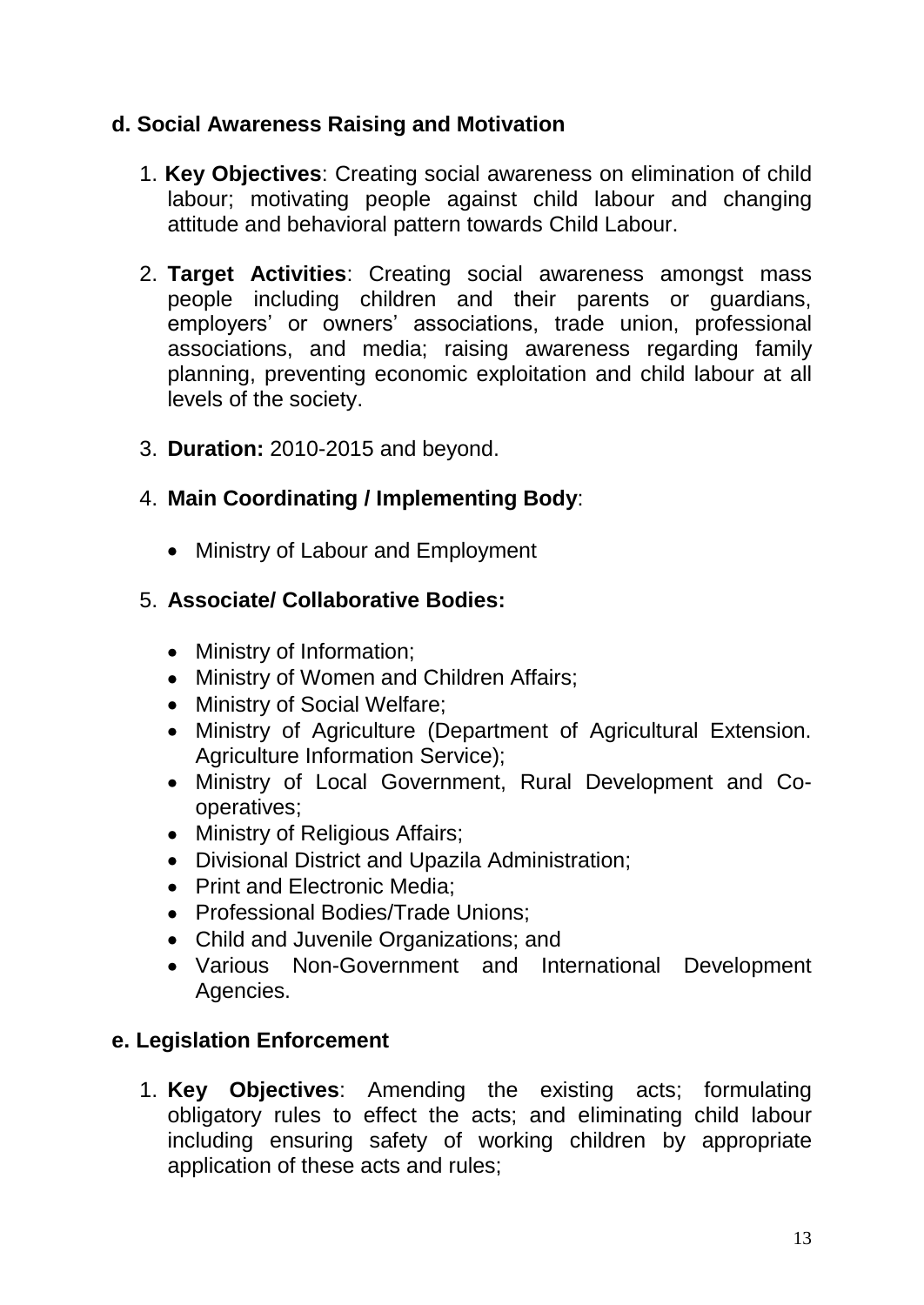### d. Social Awareness Raising and Motivation

1. **Key Objectives**: Creating social awareness on elimination of child labour; motivating people against child labour and changing attitude and behavioral pattern towards Child Labour.

2. **Target Activities**: Creating social awareness amongst mass people including children and their parents or guardians, employers' or owners' associations, trade union, professional associations, and media; raising awareness regarding family planning, preventing economic exploitation and child labour at all levels of the society.

3. **Duration:** 2010-2015 and beyond.

4. **Main Coordinating / Implementing Body**:

    - Ministry of Labour and Employment

5. **Associate/ Collaborative Bodies:**

    - Ministry of Information;
    - Ministry of Women and Children Affairs;
    - Ministry of Social Welfare;
    - Ministry of Agriculture (Department of Agricultural Extension. Agriculture Information Service);
    - Ministry of Local Government, Rural Development and Co-operatives;
    - Ministry of Religious Affairs;
    - Divisional District and Upazila Administration;
    - Print and Electronic Media;
    - Professional Bodies/Trade Unions;
    - Child and Juvenile Organizations; and
    - Various Non-Government and International Development Agencies.

### e. Legislation Enforcement

1. **Key Objectives**: Amending the existing acts; formulating obligatory rules to effect the acts; and eliminating child labour including ensuring safety of working children by appropriate application of these acts and rules;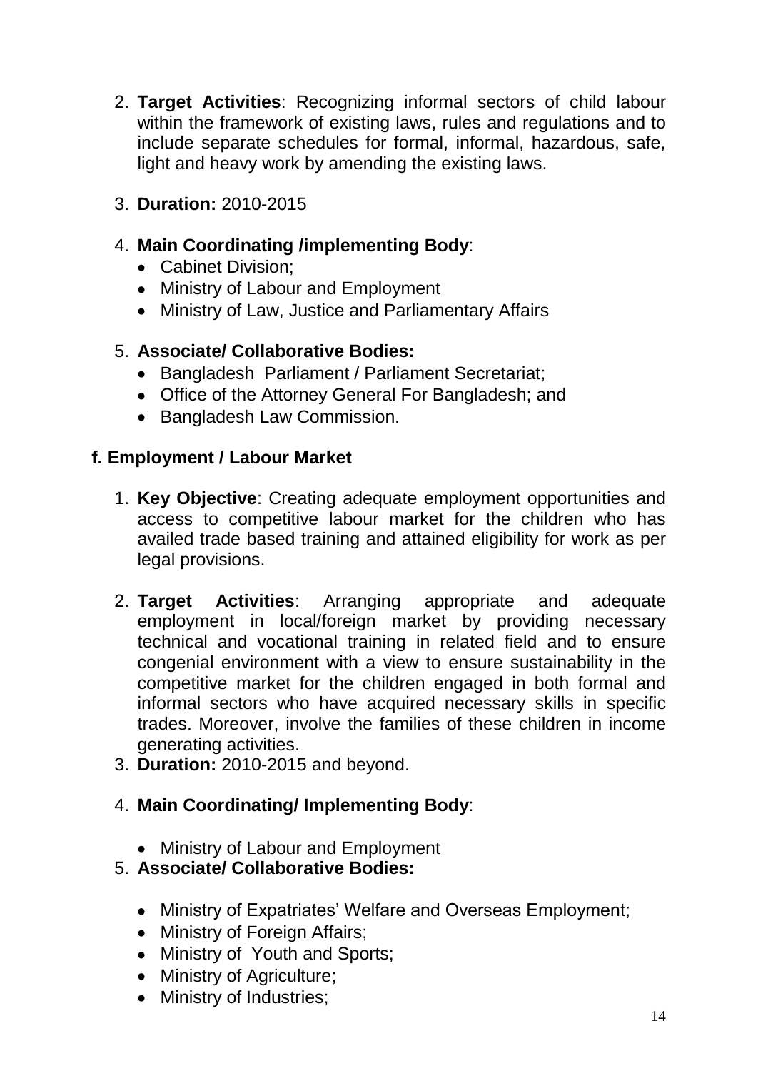2. **Target Activities**: Recognizing informal sectors of child labour within the framework of existing laws, rules and regulations and to include separate schedules for formal, informal, hazardous, safe, light and heavy work by amending the existing laws.

3. **Duration:** 2010-2015

4. **Main Coordinating /implementing Body**:
   - Cabinet Division;
   - Ministry of Labour and Employment
   - Ministry of Law, Justice and Parliamentary Affairs

5. **Associate/ Collaborative Bodies:**
   - Bangladesh Parliament / Parliament Secretariat;
   - Office of the Attorney General For Bangladesh; and
   - Bangladesh Law Commission.

**f. Employment / Labour Market**

1. **Key Objective**: Creating adequate employment opportunities and access to competitive labour market for the children who has availed trade based training and attained eligibility for work as per legal provisions.

2. **Target Activities**: Arranging appropriate and adequate employment in local/foreign market by providing necessary technical and vocational training in related field and to ensure congenial environment with a view to ensure sustainability in the competitive market for the children engaged in both formal and informal sectors who have acquired necessary skills in specific trades. Moreover, involve the families of these children in income generating activities.

3. **Duration:** 2010-2015 and beyond.

4. **Main Coordinating/ Implementing Body**:
   - Ministry of Labour and Employment

5. **Associate/ Collaborative Bodies:**
   - Ministry of Expatriates' Welfare and Overseas Employment;
   - Ministry of Foreign Affairs;
   - Ministry of Youth and Sports;
   - Ministry of Agriculture;
   - Ministry of Industries;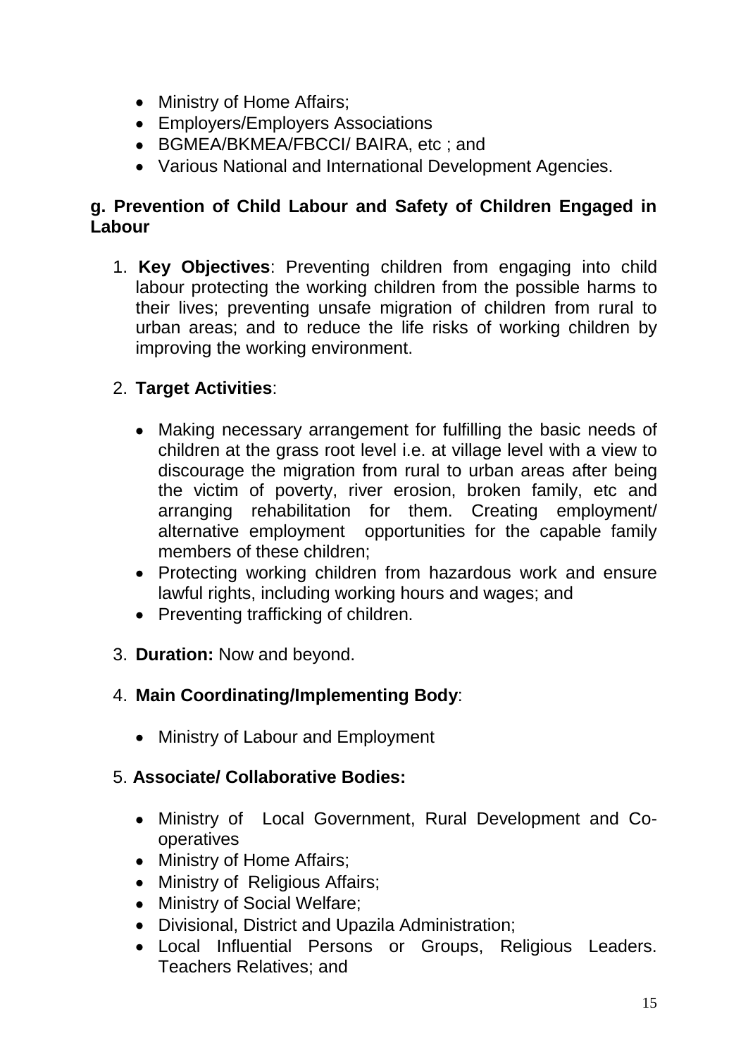- Ministry of Home Affairs;
- Employers/Employers Associations
- BGMEA/BKMEA/FBCCI/ BAIRA, etc ; and
- Various National and International Development Agencies.

**g. Prevention of Child Labour and Safety of Children Engaged in Labour**

1. **Key Objectives**: Preventing children from engaging into child labour protecting the working children from the possible harms to their lives; preventing unsafe migration of children from rural to urban areas; and to reduce the life risks of working children by improving the working environment.

2. **Target Activities**:

   - Making necessary arrangement for fulfilling the basic needs of children at the grass root level i.e. at village level with a view to discourage the migration from rural to urban areas after being the victim of poverty, river erosion, broken family, etc and arranging rehabilitation for them. Creating employment/ alternative employment opportunities for the capable family members of these children;
   - Protecting working children from hazardous work and ensure lawful rights, including working hours and wages; and
   - Preventing trafficking of children.

3. **Duration:** Now and beyond.

4. **Main Coordinating/Implementing Body**:

   - Ministry of Labour and Employment

5. **Associate/ Collaborative Bodies:**

   - Ministry of Local Government, Rural Development and Co-operatives
   - Ministry of Home Affairs;
   - Ministry of Religious Affairs;
   - Ministry of Social Welfare;
   - Divisional, District and Upazila Administration;
   - Local Influential Persons or Groups, Religious Leaders. Teachers Relatives; and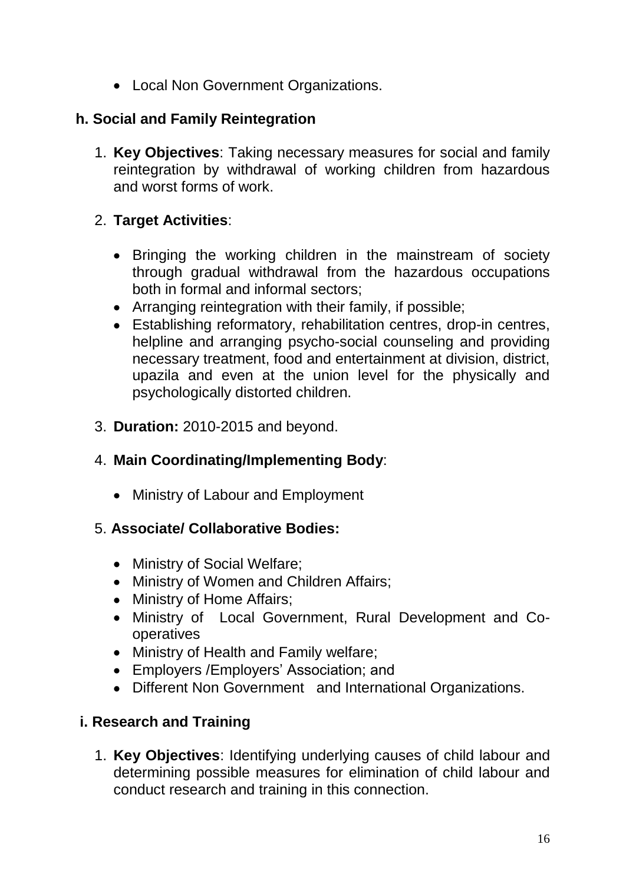- Local Non Government Organizations.

## h. Social and Family Reintegration

1. **Key Objectives**: Taking necessary measures for social and family reintegration by withdrawal of working children from hazardous and worst forms of work.

2. **Target Activities**:

   - Bringing the working children in the mainstream of society through gradual withdrawal from the hazardous occupations both in formal and informal sectors;
   - Arranging reintegration with their family, if possible;
   - Establishing reformatory, rehabilitation centres, drop-in centres, helpline and arranging psycho-social counseling and providing necessary treatment, food and entertainment at division, district, upazila and even at the union level for the physically and psychologically distorted children.

3. **Duration:** 2010-2015 and beyond.

4. **Main Coordinating/Implementing Body**:

   - Ministry of Labour and Employment

5. **Associate/ Collaborative Bodies:**

   - Ministry of Social Welfare;
   - Ministry of Women and Children Affairs;
   - Ministry of Home Affairs;
   - Ministry of Local Government, Rural Development and Co-operatives
   - Ministry of Health and Family welfare;
   - Employers /Employers' Association; and
   - Different Non Government and International Organizations.

## i. Research and Training

1. **Key Objectives**: Identifying underlying causes of child labour and determining possible measures for elimination of child labour and conduct research and training in this connection.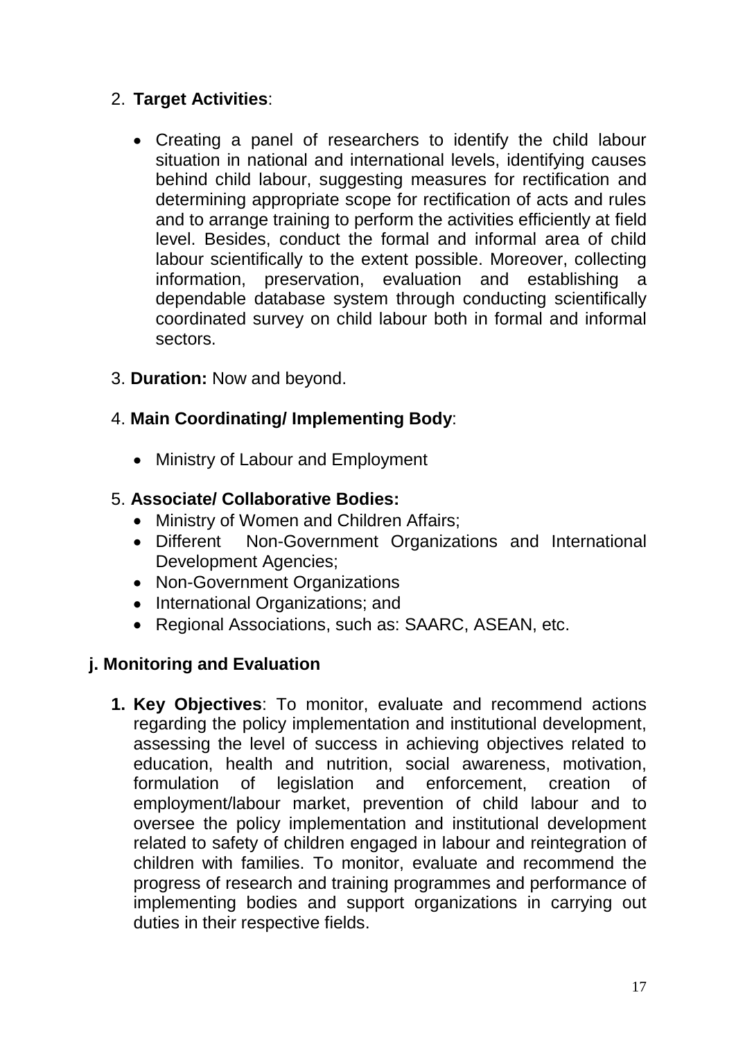2. **Target Activities**:

   - Creating a panel of researchers to identify the child labour situation in national and international levels, identifying causes behind child labour, suggesting measures for rectification and determining appropriate scope for rectification of acts and rules and to arrange training to perform the activities efficiently at field level. Besides, conduct the formal and informal area of child labour scientifically to the extent possible. Moreover, collecting information, preservation, evaluation and establishing a dependable database system through conducting scientifically coordinated survey on child labour both in formal and informal sectors.

3. **Duration:** Now and beyond.

4. **Main Coordinating/ Implementing Body**:

   - Ministry of Labour and Employment

5. **Associate/ Collaborative Bodies:**
   - Ministry of Women and Children Affairs;
   - Different Non-Government Organizations and International Development Agencies;
   - Non-Government Organizations
   - International Organizations; and
   - Regional Associations, such as: SAARC, ASEAN, etc.

### j. Monitoring and Evaluation

1. **Key Objectives**: To monitor, evaluate and recommend actions regarding the policy implementation and institutional development, assessing the level of success in achieving objectives related to education, health and nutrition, social awareness, motivation, formulation of legislation and enforcement, creation of employment/labour market, prevention of child labour and to oversee the policy implementation and institutional development related to safety of children engaged in labour and reintegration of children with families. To monitor, evaluate and recommend the progress of research and training programmes and performance of implementing bodies and support organizations in carrying out duties in their respective fields.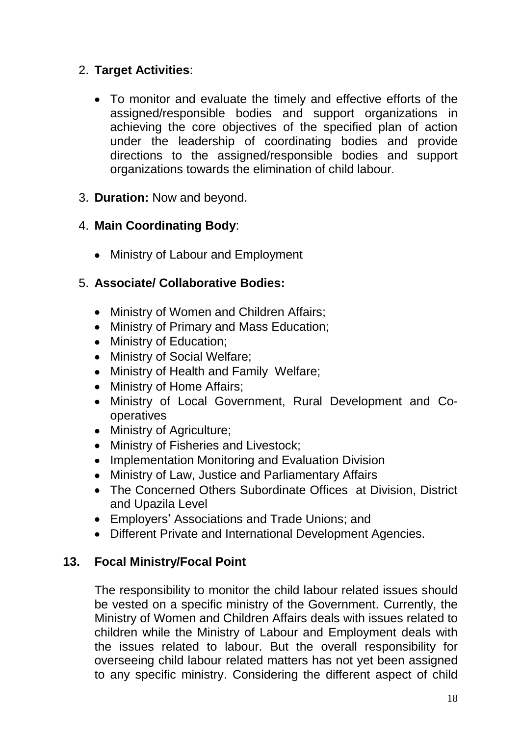2. **Target Activities**:

    - To monitor and evaluate the timely and effective efforts of the assigned/responsible bodies and support organizations in achieving the core objectives of the specified plan of action under the leadership of coordinating bodies and provide directions to the assigned/responsible bodies and support organizations towards the elimination of child labour.

3. **Duration:** Now and beyond.

4. **Main Coordinating Body**:

    - Ministry of Labour and Employment

5. **Associate/ Collaborative Bodies:**

    - Ministry of Women and Children Affairs;
    - Ministry of Primary and Mass Education;
    - Ministry of Education;
    - Ministry of Social Welfare;
    - Ministry of Health and Family Welfare;
    - Ministry of Home Affairs;
    - Ministry of Local Government, Rural Development and Co-operatives
    - Ministry of Agriculture;
    - Ministry of Fisheries and Livestock;
    - Implementation Monitoring and Evaluation Division
    - Ministry of Law, Justice and Parliamentary Affairs
    - The Concerned Others Subordinate Offices at Division, District and Upazila Level
    - Employers' Associations and Trade Unions; and
    - Different Private and International Development Agencies.

## 13. Focal Ministry/Focal Point

The responsibility to monitor the child labour related issues should be vested on a specific ministry of the Government. Currently, the Ministry of Women and Children Affairs deals with issues related to children while the Ministry of Labour and Employment deals with the issues related to labour. But the overall responsibility for overseeing child labour related matters has not yet been assigned to any specific ministry. Considering the different aspect of child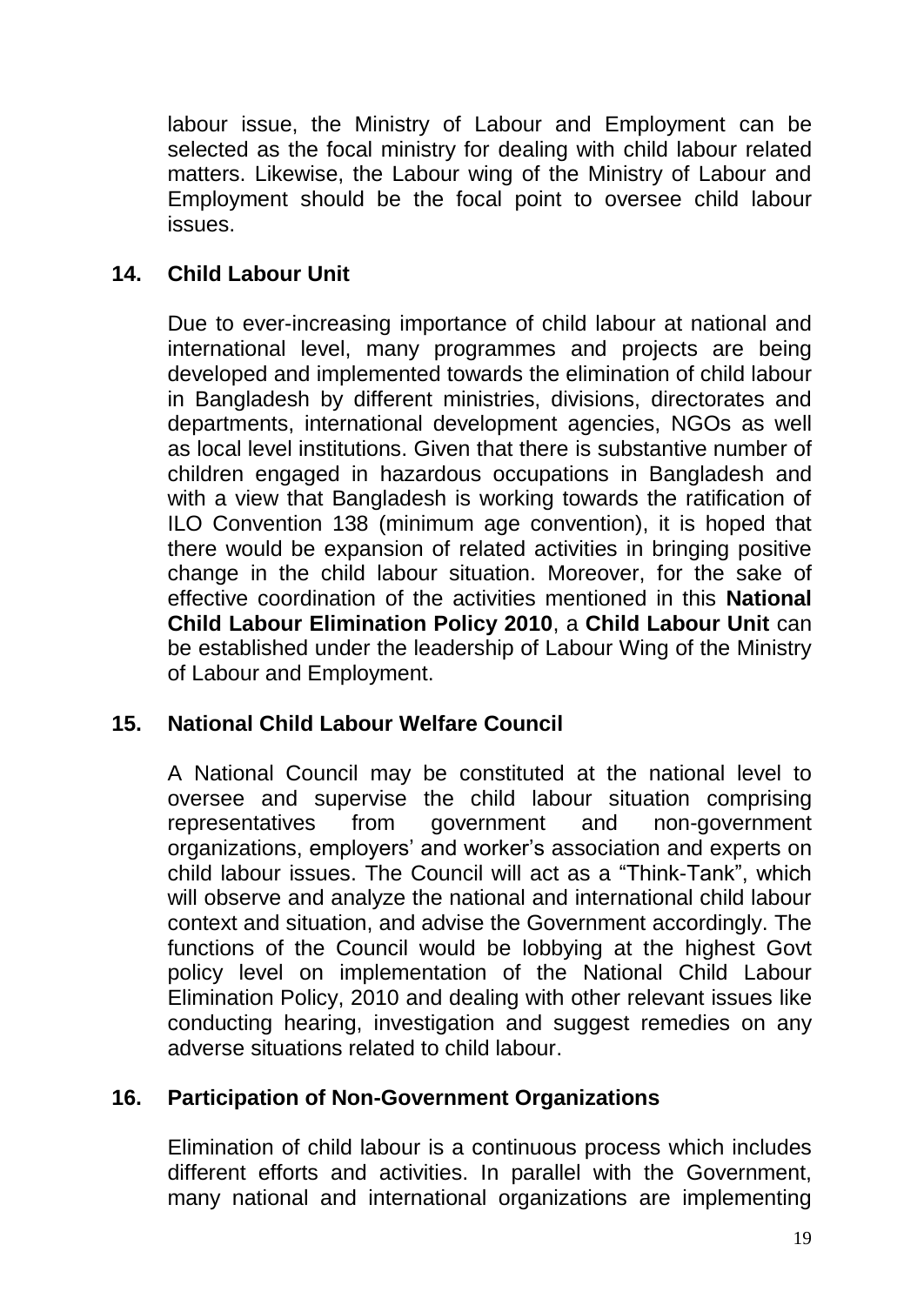labour issue, the Ministry of Labour and Employment can be selected as the focal ministry for dealing with child labour related matters. Likewise, the Labour wing of the Ministry of Labour and Employment should be the focal point to oversee child labour issues.

## 14. Child Labour Unit

Due to ever-increasing importance of child labour at national and international level, many programmes and projects are being developed and implemented towards the elimination of child labour in Bangladesh by different ministries, divisions, directorates and departments, international development agencies, NGOs as well as local level institutions. Given that there is substantive number of children engaged in hazardous occupations in Bangladesh and with a view that Bangladesh is working towards the ratification of ILO Convention 138 (minimum age convention), it is hoped that there would be expansion of related activities in bringing positive change in the child labour situation. Moreover, for the sake of effective coordination of the activities mentioned in this **National Child Labour Elimination Policy 2010**, a **Child Labour Unit** can be established under the leadership of Labour Wing of the Ministry of Labour and Employment.

## 15. National Child Labour Welfare Council

A National Council may be constituted at the national level to oversee and supervise the child labour situation comprising representatives from government and non-government organizations, employers' and worker's association and experts on child labour issues. The Council will act as a "Think-Tank", which will observe and analyze the national and international child labour context and situation, and advise the Government accordingly. The functions of the Council would be lobbying at the highest Govt policy level on implementation of the National Child Labour Elimination Policy, 2010 and dealing with other relevant issues like conducting hearing, investigation and suggest remedies on any adverse situations related to child labour.

## 16. Participation of Non-Government Organizations

Elimination of child labour is a continuous process which includes different efforts and activities. In parallel with the Government, many national and international organizations are implementing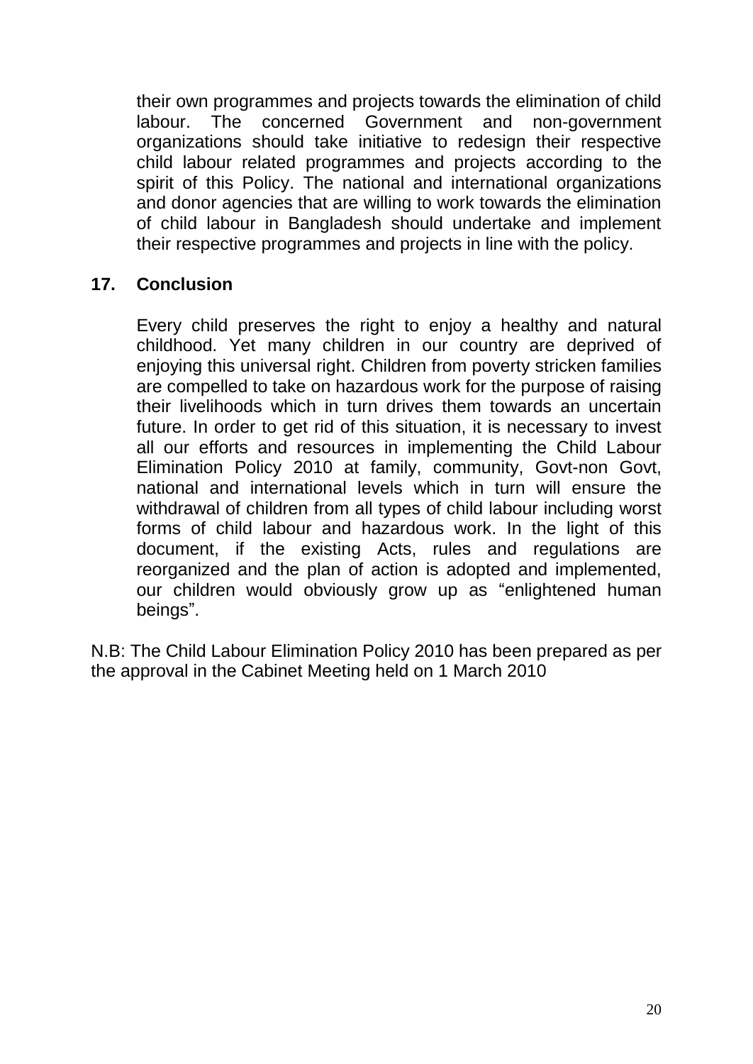their own programmes and projects towards the elimination of child labour. The concerned Government and non-government organizations should take initiative to redesign their respective child labour related programmes and projects according to the spirit of this Policy. The national and international organizations and donor agencies that are willing to work towards the elimination of child labour in Bangladesh should undertake and implement their respective programmes and projects in line with the policy.

## 17. Conclusion

Every child preserves the right to enjoy a healthy and natural childhood. Yet many children in our country are deprived of enjoying this universal right. Children from poverty stricken families are compelled to take on hazardous work for the purpose of raising their livelihoods which in turn drives them towards an uncertain future. In order to get rid of this situation, it is necessary to invest all our efforts and resources in implementing the Child Labour Elimination Policy 2010 at family, community, Govt-non Govt, national and international levels which in turn will ensure the withdrawal of children from all types of child labour including worst forms of child labour and hazardous work. In the light of this document, if the existing Acts, rules and regulations are reorganized and the plan of action is adopted and implemented, our children would obviously grow up as "enlightened human beings".

N.B: The Child Labour Elimination Policy 2010 has been prepared as per the approval in the Cabinet Meeting held on 1 March 2010